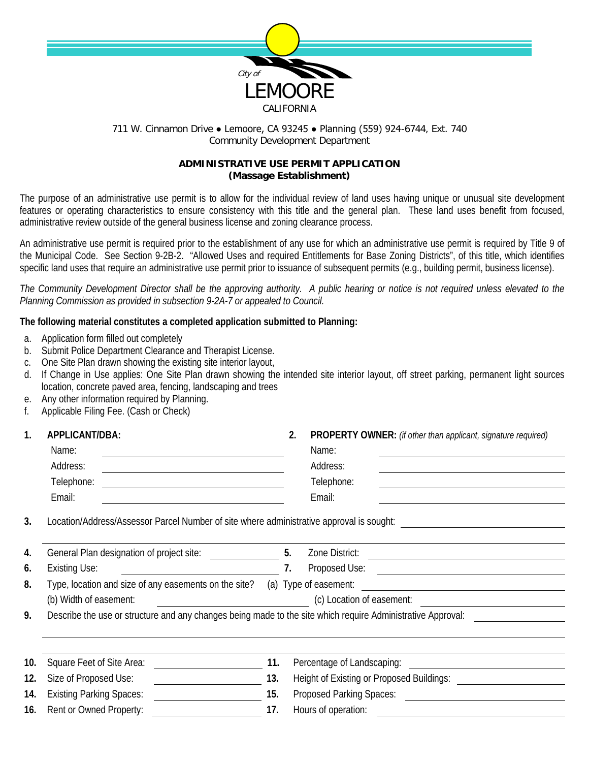City of
LEMOORE
CALIFORNIA

711 W. Cinnamon Drive ● Lemoore, CA 93245 ● Planning (559) 924-6744, Ext. 740
Community Development Department

## ADMINISTRATIVE USE PERMIT APPLICATION
## (Massage Establishment)

The purpose of an administrative use permit is to allow for the individual review of land uses having unique or unusual site development features or operating characteristics to ensure consistency with this title and the general plan. These land uses benefit from focused, administrative review outside of the general business license and zoning clearance process.

An administrative use permit is required prior to the establishment of any use for which an administrative use permit is required by Title 9 of the Municipal Code. See Section 9-2B-2. "Allowed Uses and required Entitlements for Base Zoning Districts", of this title, which identifies specific land uses that require an administrative use permit prior to issuance of subsequent permits (e.g., building permit, business license).

*The Community Development Director shall be the approving authority. A public hearing or notice is not required unless elevated to the Planning Commission as provided in subsection 9-2A-7 or appealed to Council.*

**The following material constitutes a completed application submitted to Planning:**

a. Application form filled out completely
b. Submit Police Department Clearance and Therapist License.
c. One Site Plan drawn showing the existing site interior layout,
d. If Change in Use applies: One Site Plan drawn showing the intended site interior layout, off street parking, permanent light sources location, concrete paved area, fencing, landscaping and trees
e. Any other information required by Planning.
f. Applicable Filing Fee. (Cash or Check)

**1. APPLICANT/DBA:**

Name: ______________________
Address: ______________________
Telephone: ______________________
Email: ______________________

**2. PROPERTY OWNER:** *(if other than applicant, signature required)*

Name: ______________________
Address: ______________________
Telephone: ______________________
Email: ______________________

**3.** Location/Address/Assessor Parcel Number of site where administrative approval is sought: ______________________

**4.** General Plan designation of project site: ______________

**5.** Zone District: ______________

**6.** Existing Use: ______________

**7.** Proposed Use: ______________

**8.** Type, location and size of any easements on the site? (a) Type of easement: ______________
(b) Width of easement: ______________ (c) Location of easement: ______________

**9.** Describe the use or structure and any changes being made to the site which require Administrative Approval: ______________________

**10.** Square Feet of Site Area: ______________

**11.** Percentage of Landscaping: ______________

**12.** Size of Proposed Use: ______________

**13.** Height of Existing or Proposed Buildings: ______________

**14.** Existing Parking Spaces: ______________

**15.** Proposed Parking Spaces: ______________

**16.** Rent or Owned Property: ______________

**17.** Hours of operation: ______________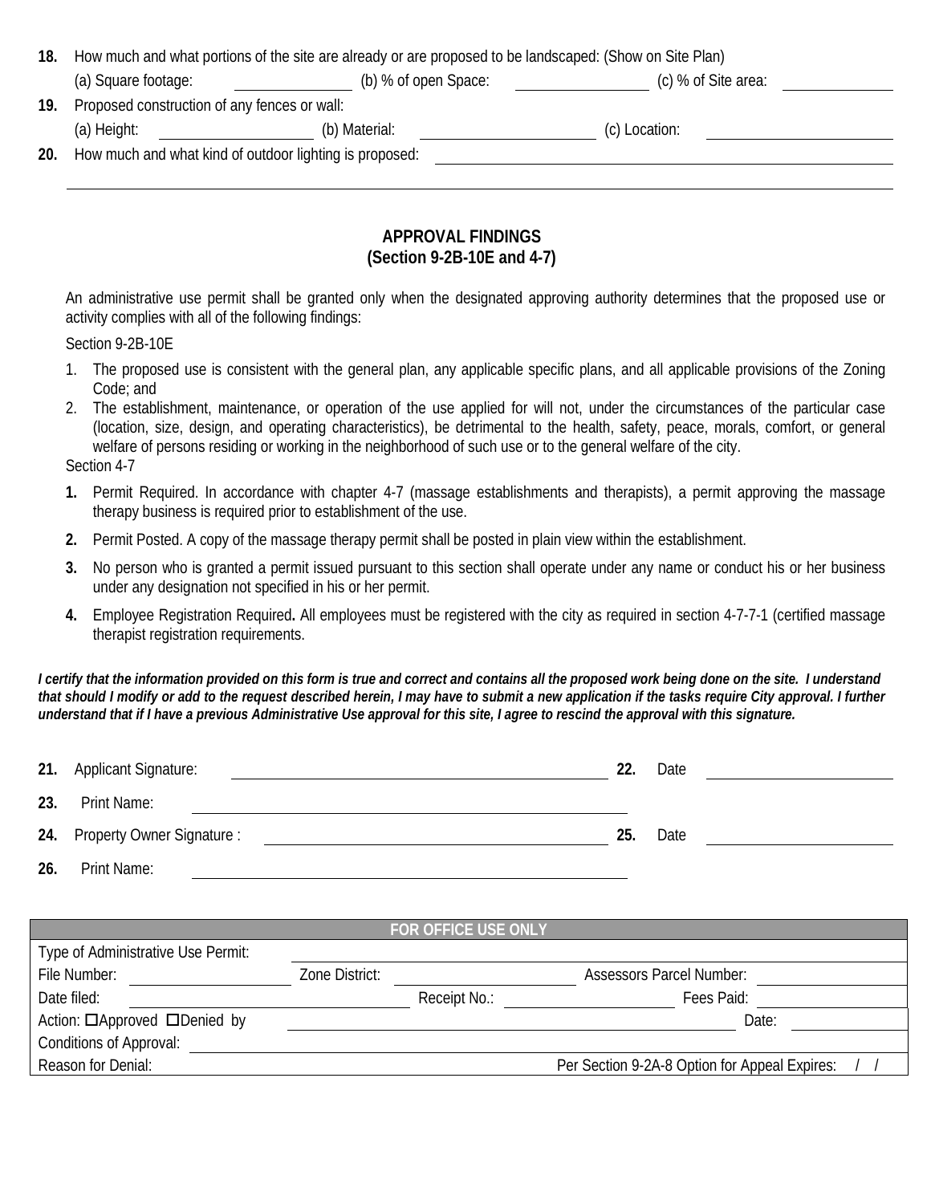**18.** How much and what portions of the site are already or are proposed to be landscaped: (Show on Site Plan)

(a) Square footage: \_\_\_\_\_\_\_\_\_\_ (b) % of open Space: \_\_\_\_\_\_\_\_\_\_ (c) % of Site area: \_\_\_\_\_\_\_\_\_\_

**19.** Proposed construction of any fences or wall:

(a) Height: \_\_\_\_\_\_\_\_\_\_ (b) Material: \_\_\_\_\_\_\_\_\_\_ (c) Location: \_\_\_\_\_\_\_\_\_\_

**20.** How much and what kind of outdoor lighting is proposed: \_\_\_\_\_\_\_\_\_\_

## APPROVAL FINDINGS
## (Section 9-2B-10E and 4-7)

An administrative use permit shall be granted only when the designated approving authority determines that the proposed use or activity complies with all of the following findings:

Section 9-2B-10E

1. The proposed use is consistent with the general plan, any applicable specific plans, and all applicable provisions of the Zoning Code; and
2. The establishment, maintenance, or operation of the use applied for will not, under the circumstances of the particular case (location, size, design, and operating characteristics), be detrimental to the health, safety, peace, morals, comfort, or general welfare of persons residing or working in the neighborhood of such use or to the general welfare of the city.

Section 4-7

1. Permit Required. In accordance with chapter 4-7 (massage establishments and therapists), a permit approving the massage therapy business is required prior to establishment of the use.
2. Permit Posted. A copy of the massage therapy permit shall be posted in plain view within the establishment.
3. No person who is granted a permit issued pursuant to this section shall operate under any name or conduct his or her business under any designation not specified in his or her permit.
4. Employee Registration Required**.** All employees must be registered with the city as required in section 4-7-7-1 (certified massage therapist registration requirements.

***I certify that the information provided on this form is true and correct and contains all the proposed work being done on the site. I understand that should I modify or add to the request described herein, I may have to submit a new application if the tasks require City approval. I further understand that if I have a previous Administrative Use approval for this site, I agree to rescind the approval with this signature.***

**21.** Applicant Signature: \_\_\_\_\_\_\_\_\_\_ **22.** Date \_\_\_\_\_\_\_\_\_\_

**23.** Print Name: \_\_\_\_\_\_\_\_\_\_

**24.** Property Owner Signature : \_\_\_\_\_\_\_\_\_\_ **25.** Date \_\_\_\_\_\_\_\_\_\_

**26.** Print Name: \_\_\_\_\_\_\_\_\_\_

| FOR OFFICE USE ONLY | | | | | |
|---|---|---|---|---|---|
| Type of Administrative Use Permit: | | | | | |
| File Number: | | Zone District: | | Assessors Parcel Number: | |
| Date filed: | | Receipt No.: | | Fees Paid: | |
| Action: ☐Approved ☐Denied by | | | | Date: | |
| Conditions of Approval: | | | | | |
| Reason for Denial: | | | | Per Section 9-2A-8 Option for Appeal Expires: / / | |